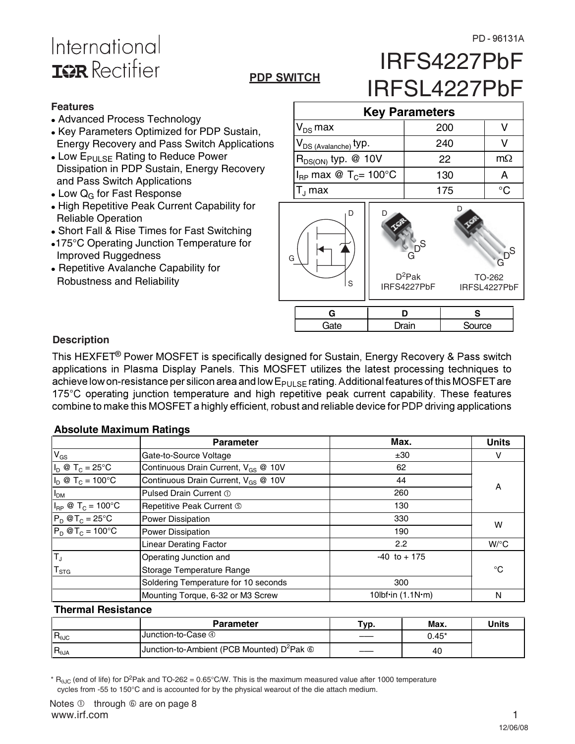PD - 96131A

International IOR Rectifier

**PDP SWITCH**

# IRFS4227PbF
# IRFSL4227PbF

### Features

- Advanced Process Technology
- Key Parameters Optimized for PDP Sustain, Energy Recovery and Pass Switch Applications
- Low $E_{PULSE}$ Rating to Reduce Power Dissipation in PDP Sustain, Energy Recovery and Pass Switch Applications
- Low $Q_G$ for Fast Response
- High Repetitive Peak Current Capability for Reliable Operation
- Short Fall & Rise Times for Fast Switching
- 175°C Operating Junction Temperature for Improved Ruggedness
- Repetitive Avalanche Capability for Robustness and Reliability

| Key Parameters | | |
|---|---|---|
| $V_{DS}$ max | 200 | V |
| $V_{DS\ (Avalanche)}$ typ. | 240 | V |
| $R_{DS(ON)}$ typ. @ 10V | 22 | mΩ |
| $I_{RP}$ max @ $T_C$= 100°C | 130 | A |
| $T_J$ max | 175 | °C |

D²Pak IRFS4227PbF — TO-262 IRFSL4227PbF

| G | D | S |
|---|---|---|
| Gate | Drain | Source |

### Description

This HEXFET® Power MOSFET is specifically designed for Sustain, Energy Recovery & Pass switch applications in Plasma Display Panels. This MOSFET utilizes the latest processing techniques to achieve low on-resistance per silicon area and low $E_{PULSE}$ rating. Additional features of this MOSFET are 175°C operating junction temperature and high repetitive peak current capability. These features combine to make this MOSFET a highly efficient, robust and reliable device for PDP driving applications

### Absolute Maximum Ratings

| | Parameter | Max. | Units |
|---|---|---|---|
| $V_{GS}$ | Gate-to-Source Voltage | ±30 | V |
| $I_D$ @ $T_C$ = 25°C | Continuous Drain Current, $V_{GS}$ @ 10V | 62 | A |
| $I_D$ @ $T_C$ = 100°C | Continuous Drain Current, $V_{GS}$ @ 10V | 44 | |
| $I_{DM}$ | Pulsed Drain Current ① | 260 | |
| $I_{RP}$ @ $T_C$ = 100°C | Repetitive Peak Current ⑤ | 130 | |
| $P_D$ @$T_C$ = 25°C | Power Dissipation | 330 | W |
| $P_D$ @$T_C$ = 100°C | Power Dissipation | 190 | |
| | Linear Derating Factor | 2.2 | W/°C |
| $T_J$<br>$T_{STG}$ | Operating Junction and<br>Storage Temperature Range | -40 to + 175 | °C |
| | Soldering Temperature for 10 seconds | 300 | |
| | Mounting Torque, 6-32 or M3 Screw | 10lbf•in (1.1N•m) | N |

### Thermal Resistance

| | Parameter | Typ. | Max. | Units |
|---|---|---|---|---|
| $R_{\theta JC}$ | Junction-to-Case ④ | —— | 0.45* | |
| $R_{\theta JA}$ | Junction-to-Ambient (PCB Mounted) D²Pak ⑥ | —— | 40 | |

\* $R_{\theta JC}$ (end of life) for D²Pak and TO-262 = 0.65°C/W. This is the maximum measured value after 1000 temperature cycles from -55 to 150°C and is accounted for by the physical wearout of the die attach medium.

Notes ① through ⑥ are on page 8

www.irf.com

12/06/08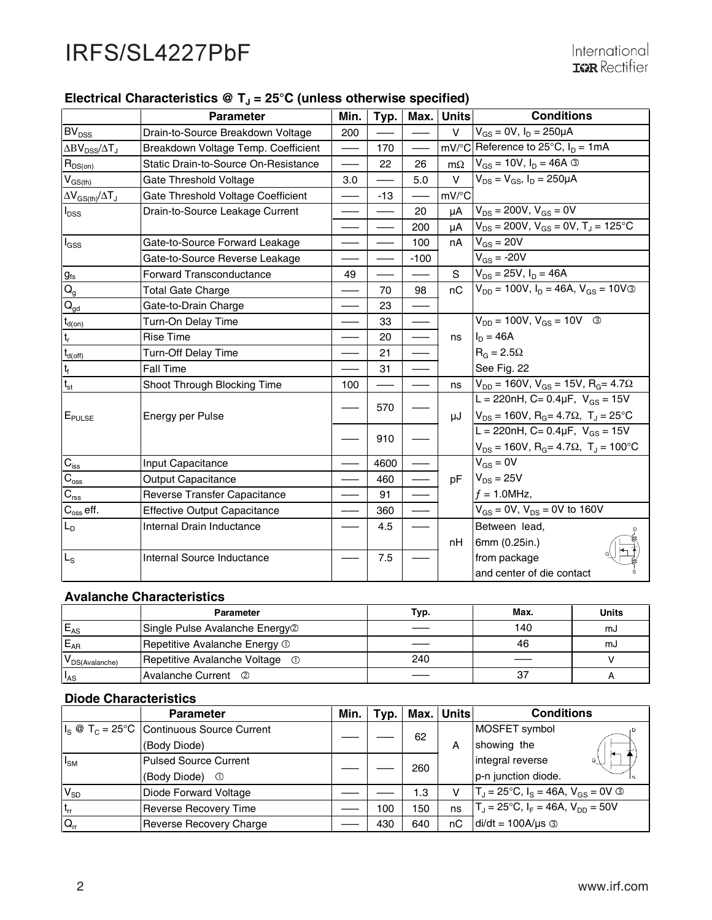### Electrical Characteristics @ $T_J$ = 25°C (unless otherwise specified)

| | Parameter | Min. | Typ. | Max. | Units | Conditions |
|---|---|---|---|---|---|---|
| $BV_{DSS}$ | Drain-to-Source Breakdown Voltage | 200 | —— | —— | V | $V_{GS}$ = 0V, $I_D$ = 250µA |
| $\Delta BV_{DSS}/\Delta T_J$ | Breakdown Voltage Temp. Coefficient | —— | 170 | —— | mV/°C | Reference to 25°C, $I_D$ = 1mA |
| $R_{DS(on)}$ | Static Drain-to-Source On-Resistance | —— | 22 | 26 | mΩ | $V_{GS}$ = 10V, $I_D$ = 46A ③ |
| $V_{GS(th)}$ | Gate Threshold Voltage | 3.0 | —— | 5.0 | V | $V_{DS} = V_{GS}$, $I_D$ = 250µA |
| $\Delta V_{GS(th)}/\Delta T_J$ | Gate Threshold Voltage Coefficient | —— | -13 | —— | mV/°C | |
| $I_{DSS}$ | Drain-to-Source Leakage Current | —— | —— | 20 | µA | $V_{DS}$ = 200V, $V_{GS}$ = 0V |
| | | —— | —— | 200 | µA | $V_{DS}$ = 200V, $V_{GS}$ = 0V, $T_J$ = 125°C |
| $I_{GSS}$ | Gate-to-Source Forward Leakage | —— | —— | 100 | nA | $V_{GS}$ = 20V |
| | Gate-to-Source Reverse Leakage | —— | —— | -100 | | $V_{GS}$ = -20V |
| $g_{fs}$ | Forward Transconductance | 49 | —— | —— | S | $V_{DS}$ = 25V, $I_D$ = 46A |
| $Q_g$ | Total Gate Charge | —— | 70 | 98 | nC | $V_{DD}$ = 100V, $I_D$ = 46A, $V_{GS}$ = 10V③ |
| $Q_{gd}$ | Gate-to-Drain Charge | —— | 23 | —— | | |
| $t_{d(on)}$ | Turn-On Delay Time | —— | 33 | —— | ns | $V_{DD}$ = 100V, $V_{GS}$ = 10V ③ |
| $t_r$ | Rise Time | —— | 20 | —— | | $I_D$ = 46A |
| $t_{d(off)}$ | Turn-Off Delay Time | —— | 21 | —— | | $R_G$ = 2.5Ω |
| $t_f$ | Fall Time | —— | 31 | —— | | See Fig. 22 |
| $t_{st}$ | Shoot Through Blocking Time | 100 | —— | —— | ns | $V_{DD}$ = 160V, $V_{GS}$ = 15V, $R_G$= 4.7Ω |
| $E_{PULSE}$ | Energy per Pulse | —— | 570 | —— | µJ | L = 220nH, C= 0.4µF, $V_{GS}$ = 15V, $V_{DS}$ = 160V, $R_G$= 4.7Ω, $T_J$ = 25°C |
| | | —— | 910 | —— | | L = 220nH, C= 0.4µF, $V_{GS}$ = 15V, $V_{DS}$ = 160V, $R_G$= 4.7Ω, $T_J$ = 100°C |
| $C_{iss}$ | Input Capacitance | —— | 4600 | —— | pF | $V_{GS}$ = 0V |
| $C_{oss}$ | Output Capacitance | —— | 460 | —— | | $V_{DS}$ = 25V |
| $C_{rss}$ | Reverse Transfer Capacitance | —— | 91 | —— | | $f$ = 1.0MHz, |
| $C_{oss}$ eff. | Effective Output Capacitance | —— | 360 | —— | | $V_{GS}$ = 0V, $V_{DS}$ = 0V to 160V |
| $L_D$ | Internal Drain Inductance | —— | 4.5 | —— | nH | Between lead, 6mm (0.25in.) |
| $L_S$ | Internal Source Inductance | —— | 7.5 | —— | | from package and center of die contact |

### Avalanche Characteristics

| | Parameter | Typ. | Max. | Units |
|---|---|---|---|---|
| $E_{AS}$ | Single Pulse Avalanche Energy② | —— | 140 | mJ |
| $E_{AR}$ | Repetitive Avalanche Energy ① | —— | 46 | mJ |
| $V_{DS(Avalanche)}$ | Repetitive Avalanche Voltage ① | 240 | —— | V |
| $I_{AS}$ | Avalanche Current ② | —— | 37 | A |

### Diode Characteristics

| | Parameter | Min. | Typ. | Max. | Units | Conditions |
|---|---|---|---|---|---|---|
| $I_S$ @ $T_C$ = 25°C | Continuous Source Current (Body Diode) | —— | —— | 62 | A | MOSFET symbol showing the |
| $I_{SM}$ | Pulsed Source Current (Body Diode) ① | —— | —— | 260 | | integral reverse p-n junction diode. |
| $V_{SD}$ | Diode Forward Voltage | —— | —— | 1.3 | V | $T_J$ = 25°C, $I_S$ = 46A, $V_{GS}$ = 0V ③ |
| $t_{rr}$ | Reverse Recovery Time | —— | 100 | 150 | ns | $T_J$ = 25°C, $I_F$ = 46A, $V_{DD}$ = 50V |
| $Q_{rr}$ | Reverse Recovery Charge | —— | 430 | 640 | nC | di/dt = 100A/µs ③ |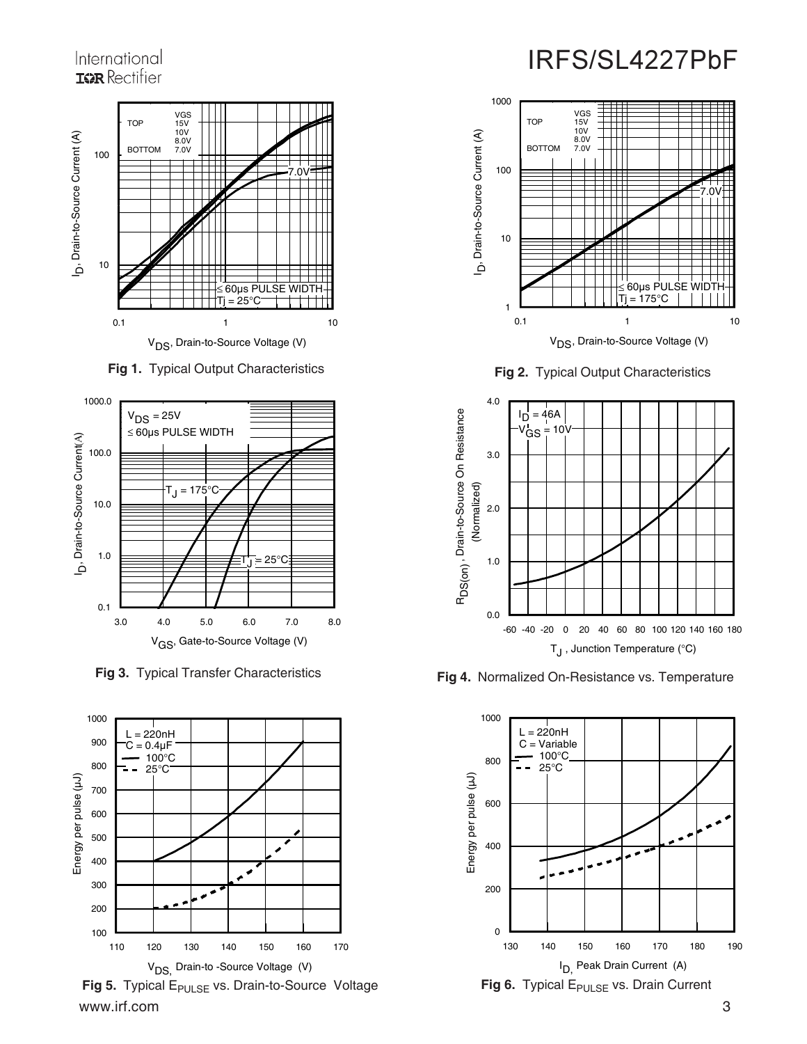TOP VGS 15V 10V 8.0V BOTTOM 7.0V

7.0V

≤ 60μs PULSE WIDTH
Tj = 25°C

$I_D$, Drain-to-Source Current (A)

100
10

0.1 1 10

$V_{DS}$, Drain-to-Source Voltage (V)

**Fig 1.** Typical Output Characteristics

TOP VGS 15V 10V 8.0V BOTTOM 7.0V

7.0V

≤ 60μs PULSE WIDTH
Tj = 175°C

$I_D$, Drain-to-Source Current (A)

1000
100
10
1

0.1 1 10

$V_{DS}$, Drain-to-Source Voltage (V)

**Fig 2.** Typical Output Characteristics

$V_{DS}$ = 25V
≤ 60μs PULSE WIDTH

$T_J$ = 175°C

$T_J$ = 25°C

$I_D$, Drain-to-Source Current(A)

1000.0
100.0
10.0
1.0
0.1

3.0 4.0 5.0 6.0 7.0 8.0

$V_{GS}$, Gate-to-Source Voltage (V)

**Fig 3.** Typical Transfer Characteristics

$I_D$ = 46A
$V_{GS}$ = 10V

$R_{DS(on)}$, Drain-to-Source On Resistance (Normalized)

4.0
3.0
2.0
1.0
0.0

-60 -40 -20 0 20 40 60 80 100 120 140 160 180

$T_J$, Junction Temperature (°C)

**Fig 4.** Normalized On-Resistance vs. Temperature

L = 220nH
C = 0.4µF
100°C
25°C

Energy per pulse (µJ)

1000
900
800
700
600
500
400
300
200
100

110 120 130 140 150 160 170

$V_{DS,}$ Drain-to -Source Voltage (V)

**Fig 5.** Typical $E_{PULSE}$ vs. Drain-to-Source Voltage

L = 220nH
C = Variable
100°C
25°C

Energy per pulse (µJ)

1000
800
600
400
200
0

130 140 150 160 170 180 190

$I_{D,}$ Peak Drain Current (A)

**Fig 6.** Typical $E_{PULSE}$ vs. Drain Current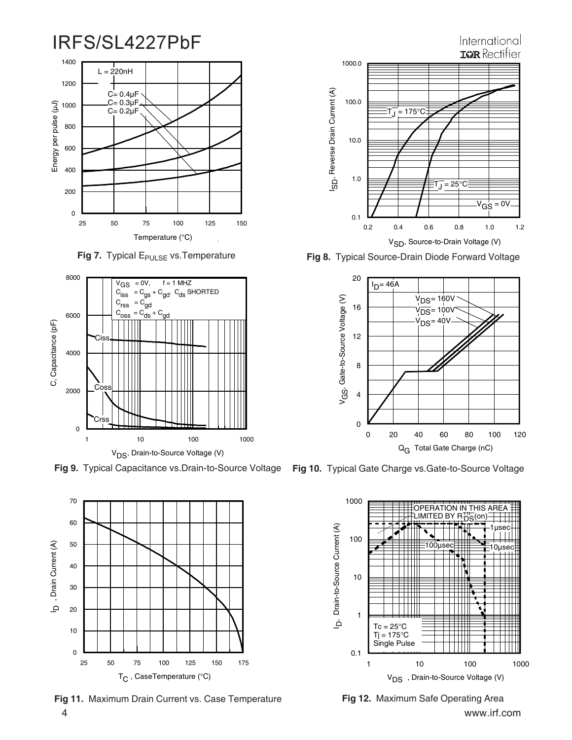1400
1200
1000
800
600
400
200
0

L = 220nH

C= 0.4µF
C= 0.3µF
C= 0.2µF

Energy per pulse (µJ)

25 50 75 100 125 150

Temperature (°C)

**Fig 7.** Typical $E_{PULSE}$ vs.Temperature

1000.0
100.0
10.0
1.0
0.1

$T_J$ = 175°C

$T_J$ = 25°C

$V_{GS}$ = 0V

$I_{SD}$, Reverse Drain Current (A)

0.2 0.4 0.6 0.8 1.0 1.2

$V_{SD}$, Source-to-Drain Voltage (V)

**Fig 8.** Typical Source-Drain Diode Forward Voltage

8000
6000
4000
2000
0

$V_{GS}$ = 0V, f = 1 MHZ
$C_{iss}$ = $C_{gs}$ + $C_{gd}$, $C_{ds}$ SHORTED
$C_{rss}$ = $C_{gd}$
$C_{oss}$ = $C_{ds}$ + $C_{gd}$

Ciss
Coss
Crss

C, Capacitance (pF)

1 10 100 1000

$V_{DS}$, Drain-to-Source Voltage (V)

**Fig 9.** Typical Capacitance vs.Drain-to-Source Voltage

20
16
12
8
4
0

$I_D$= 46A

$V_{DS}$= 160V
$V_{DS}$= 100V
$V_{DS}$= 40V

$V_{GS}$, Gate-to-Source Voltage (V)

0 20 40 60 80 100 120

$Q_G$ Total Gate Charge (nC)

**Fig 10.** Typical Gate Charge vs.Gate-to-Source Voltage

70
60
50
40
30
20
10
0

$I_D$ , Drain Current (A)

25 50 75 100 125 150 175

$T_C$ , CaseTemperature (°C)

**Fig 11.** Maximum Drain Current vs. Case Temperature

1000
100
10
1
0.1

OPERATION IN THIS AREA LIMITED BY $R_{DS}$(on)

1µsec
10µsec
100µsec

Tc = 25°C
Tj = 175°C
Single Pulse

$I_D$, Drain-to-Source Current (A)

1 10 100 1000

$V_{DS}$ , Drain-to-Source Voltage (V)

**Fig 12.** Maximum Safe Operating Area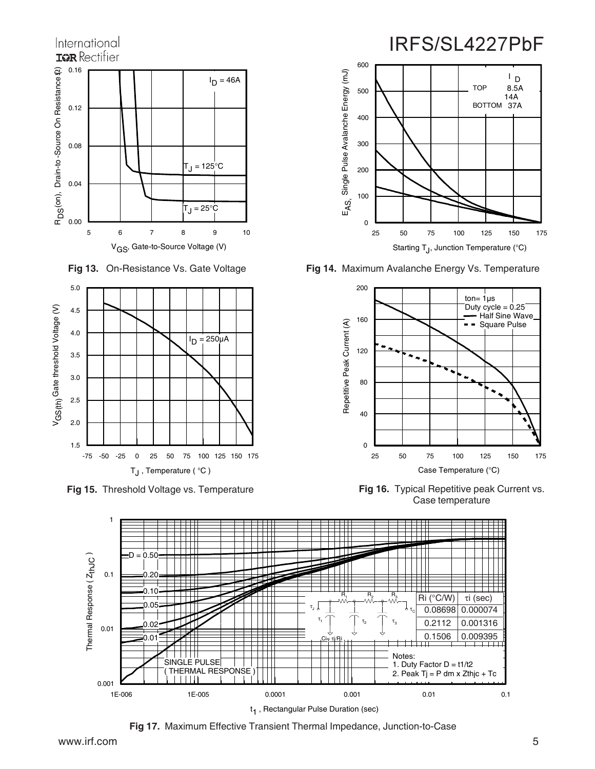$R_{DS}(on)$, Drain-to -Source On Resistance (Ω)

0.16
0.12
0.08
0.04
0.00

5 6 7 8 9 10

$V_{GS}$, Gate-to-Source Voltage (V)

$I_D$ = 46A

$T_J$ = 125°C

$T_J$ = 25°C

**Fig 13.** On-Resistance Vs. Gate Voltage

$E_{AS}$, Single Pulse Avalanche Energy (mJ)

600
500
400
300
200
100
0

25 50 75 100 125 150 175

Starting $T_J$, Junction Temperature (°C)

$I_D$
TOP 8.5A
14A
BOTTOM 37A

**Fig 14.** Maximum Avalanche Energy Vs. Temperature

$V_{GS(th)}$ Gate threshold Voltage (V)

5.0
4.5
4.0
3.5
3.0
2.5
2.0
1.5

-75 -50 -25 0 25 50 75 100 125 150 175

$T_J$ , Temperature ( °C )

$I_D$ = 250μA

**Fig 15.** Threshold Voltage vs. Temperature

Repetitive Peak Current (A)

200
160
120
80
40
0

25 50 75 100 125 150 175

Case Temperature (°C)

ton= 1μs
Duty cycle = 0.25
Half Sine Wave
Square Pulse

**Fig 16.** Typical Repetitive peak Current vs. Case temperature

Thermal Response ( $Z_{thJC}$ )

1
0.1
0.01
0.001

1E-006 1E-005 0.0001 0.001 0.01 0.1

$t_1$ , Rectangular Pulse Duration (sec)

D = 0.50
0.20
0.10
0.05
0.02
0.01
SINGLE PULSE
( THERMAL RESPONSE )

$\tau_J$ $\tau_1$ $\tau_2$ $\tau_3$ $\tau_C$ $R_1$ $R_2$ $R_3$

Ci= τi/Ri

| Ri (°C/W) | τi (sec) |
|---|---|
| 0.08698 | 0.000074 |
| 0.2112 | 0.001316 |
| 0.1506 | 0.009395 |

Notes:
1. Duty Factor D = t1/t2
2. Peak Tj = P dm x Zthjc + Tc

**Fig 17.** Maximum Effective Transient Thermal Impedance, Junction-to-Case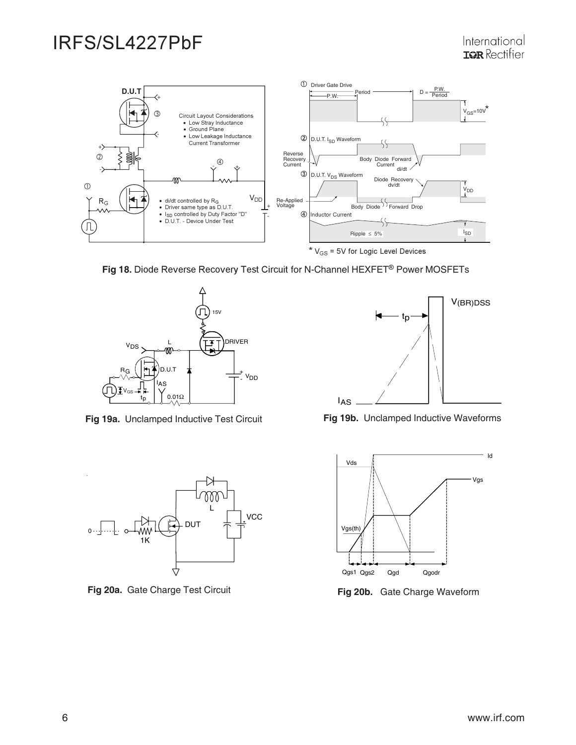D.U.T

Circuit Layout Considerations
- Low Stray Inductance
- Ground Plane
- Low Leakage Inductance Current Transformer

$R_G$

- di/dt controlled by $R_G$
- Driver same type as D.U.T.
- $I_{SD}$ controlled by Duty Factor "D"
- D.U.T. - Device Under Test

$V_{DD}$

① Driver Gate Drive

P.W. Period $D = \frac{P.W.}{Period}$

$V_{GS}$=10V*

② D.U.T. $I_{SD}$ Waveform

Reverse Recovery Current

Body Diode Forward Current di/dt

③ D.U.T. $V_{DS}$ Waveform

Diode Recovery dv/dt

$V_{DD}$

Re-Applied Voltage

Body Diode Forward Drop

④ Inductor Current

Ripple ≤ 5%

$I_{SD}$

* $V_{GS}$ = 5V for Logic Level Devices

**Fig 18.** Diode Reverse Recovery Test Circuit for N-Channel HEXFET® Power MOSFETs

15V

DRIVER

$V_{DS}$ L

$R_G$ D.U.T

$I_{AS}$

$V_{GS}$ $t_p$ 0.01Ω

$V_{DD}$

**Fig 19a.** Unclamped Inductive Test Circuit

$V_{(BR)DSS}$

$t_p$

$I_{AS}$

**Fig 19b.** Unclamped Inductive Waveforms

L

VCC

DUT

0

1K

**Fig 20a.** Gate Charge Test Circuit

Id

Vds

Vgs

Vgs(th)

Qgs1 Qgs2 Qgd Qgodr

**Fig 20b.** Gate Charge Waveform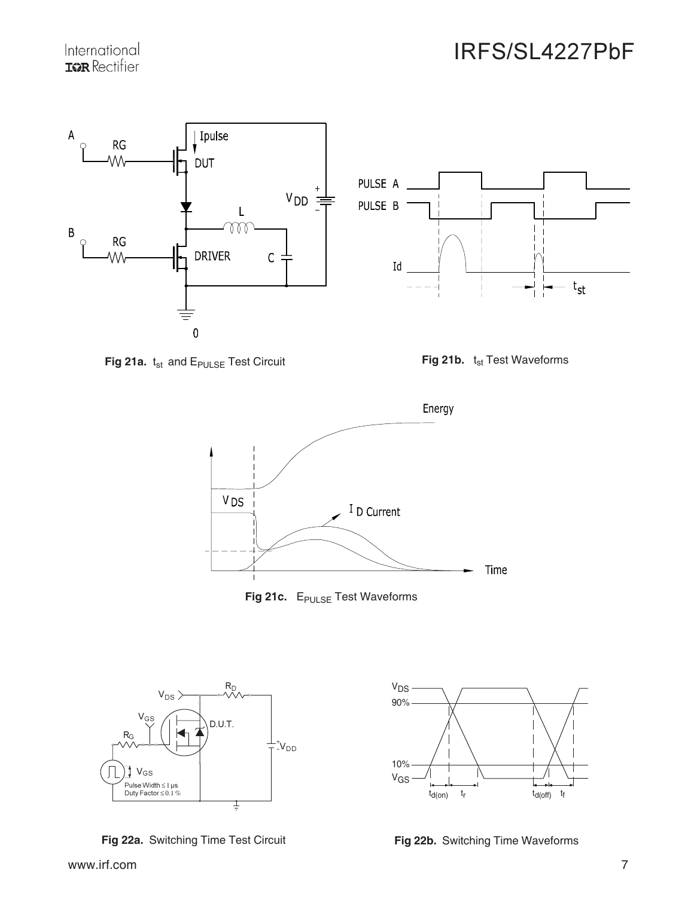A

RG

Ipulse

DUT

$V_{DD}$

L

B

RG

DRIVER

C

0

**Fig 21a.** $t_{st}$ and $E_{PULSE}$ Test Circuit

PULSE A

PULSE B

Id

$t_{st}$

**Fig 21b.** $t_{st}$ Test Waveforms

Energy

$V_{DS}$

$I_D$ Current

Time

**Fig 21c.** $E_{PULSE}$ Test Waveforms

$V_{DS}$

$R_D$

$V_{GS}$

$R_G$

D.U.T.

$+V_{DD}$

$V_{GS}$

Pulse Width ≤ 1 µs
Duty Factor ≤ 0.1 %

**Fig 22a.** Switching Time Test Circuit

$V_{DS}$

90%

10%

$V_{GS}$

$t_{d(on)}$ $t_r$ $t_{d(off)}$ $t_f$

**Fig 22b.** Switching Time Waveforms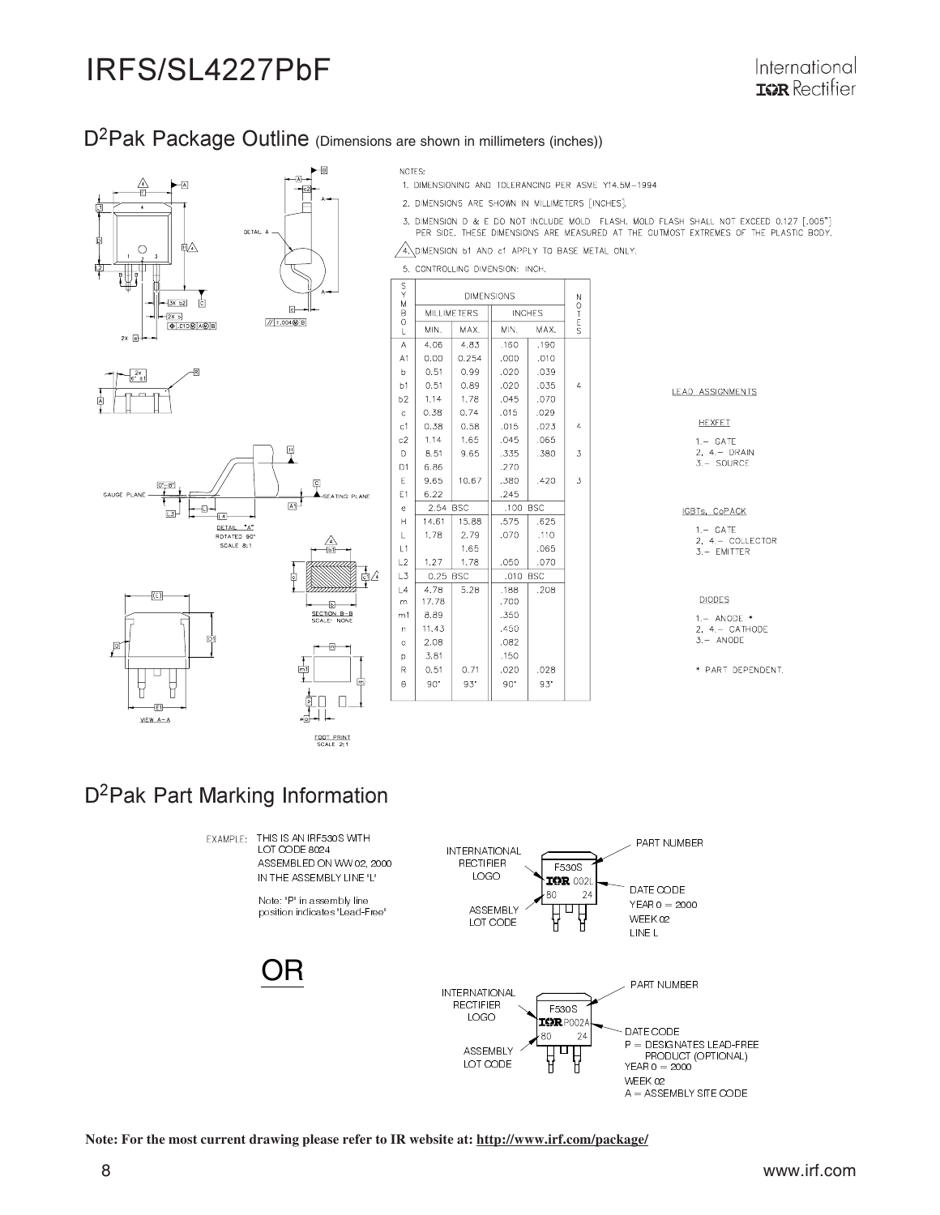## $D^2$Pak Package Outline (Dimensions are shown in millimeters (inches))

NOTES:

1. DIMENSIONING AND TOLERANCING PER ASME Y14.5M-1994
2. DIMENSIONS ARE SHOWN IN MILLIMETERS [INCHES].
3. DIMENSION D & E DO NOT INCLUDE MOLD FLASH. MOLD FLASH SHALL NOT EXCEED 0.127 [.005"] PER SIDE. THESE DIMENSIONS ARE MEASURED AT THE OUTMOST EXTREMES OF THE PLASTIC BODY.
4. DIMENSION b1 AND c1 APPLY TO BASE METAL ONLY.
5. CONTROLLING DIMENSION: INCH.

| SYMBOL | DIMENSIONS | | | | NOTES |
|---|---|---|---|---|---|
| | MILLIMETERS | | INCHES | | |
| | MIN. | MAX. | MIN. | MAX. | |
| A | 4.06 | 4.83 | .160 | .190 | |
| A1 | 0.00 | 0.254 | .000 | .010 | |
| b | 0.51 | 0.99 | .020 | .039 | |
| b1 | 0.51 | 0.89 | .020 | .035 | 4 |
| b2 | 1.14 | 1.78 | .045 | .070 | |
| c | 0.38 | 0.74 | .015 | .029 | |
| c1 | 0.38 | 0.58 | .015 | .023 | 4 |
| c2 | 1.14 | 1.65 | .045 | .065 | |
| D | 8.51 | 9.65 | .335 | .380 | 3 |
| D1 | 6.86 | | .270 | | |
| E | 9.65 | 10.67 | .380 | .420 | 3 |
| E1 | 6.22 | | .245 | | |
| e | 2.54 BSC | | .100 BSC | | |
| H | 14.61 | 15.88 | .575 | .625 | |
| L | 1.78 | 2.79 | .070 | .110 | |
| L1 | | 1.65 | | .065 | |
| L2 | 1.27 | 1.78 | .050 | .070 | |
| L3 | 0.25 BSC | | .010 BSC | | |
| L4 | 4.78 | 5.28 | .188 | .208 | |
| m | 17.78 | | .700 | | |
| m1 | 8.89 | | .350 | | |
| n | 11.43 | | .450 | | |
| o | 2.08 | | .082 | | |
| p | 3.81 | | .150 | | |
| R | 0.51 | 0.71 | .020 | .028 | |
| θ | 90° | 93° | 90° | 93° | |

LEAD ASSIGNMENTS

HEXFET
1.- GATE
2, 4.- DRAIN
3.- SOURCE

IGBTs, CoPACK
1.- GATE
2, 4.- COLLECTOR
3.- EMITTER

DIODES
1.- ANODE *
2, 4.- CATHODE
3.- ANODE

* PART DEPENDENT.

DETAIL "A" ROTATED 90° SCALE 8:1

SECTION B-B SCALE: NONE

VIEW A-A

FOOT PRINT SCALE 2:1

## $D^2$Pak Part Marking Information

EXAMPLE: THIS IS AN IRF530S WITH LOT CODE 8024
ASSEMBLED ON WW 02, 2000
IN THE ASSEMBLY LINE 'L'

Note: 'P' in assembly line position indicates 'Lead-Free'

INTERNATIONAL RECTIFIER LOGO
ASSEMBLY LOT CODE
F530S
IOR 002L
80 24
PART NUMBER
DATE CODE
YEAR 0 = 2000
WEEK 02
LINE L

OR

INTERNATIONAL RECTIFIER LOGO
ASSEMBLY LOT CODE
F530S
IOR P002A
80 24
PART NUMBER
DATE CODE
P = DESIGNATES LEAD-FREE PRODUCT (OPTIONAL)
YEAR 0 = 2000
WEEK 02
A = ASSEMBLY SITE CODE

**Note: For the most current drawing please refer to IR website at: http://www.irf.com/package/**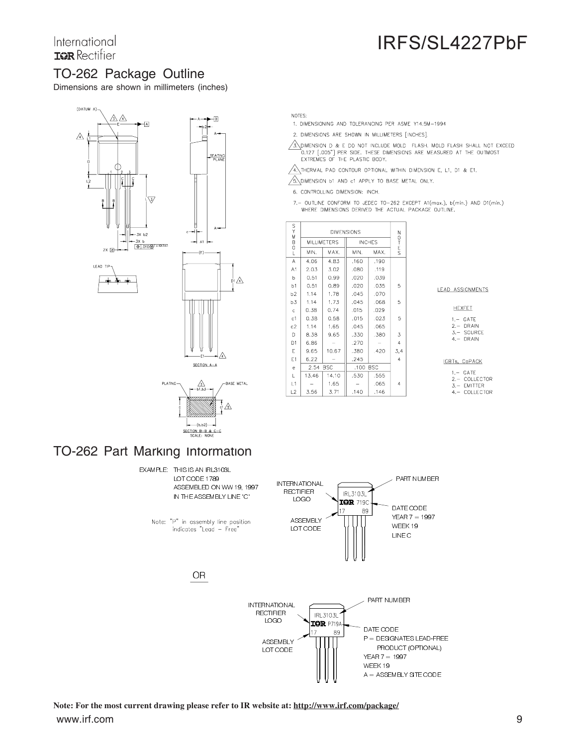## TO-262 Package Outline

Dimensions are shown in millimeters (inches)

NOTES:

1. DIMENSIONING AND TOLERANCING PER ASME Y14.5M-1994
2. DIMENSIONS ARE SHOWN IN MILLIMETERS [INCHES].
3. DIMENSION D & E DO NOT INCLUDE MOLD FLASH. MOLD FLASH SHALL NOT EXCEED 0.127 [.005"] PER SIDE. THESE DIMENSIONS ARE MEASURED AT THE OUTMOST EXTREMES OF THE PLASTIC BODY.
4. THERMAL PAD CONTOUR OPTIONAL WITHIN DIMENSION E, L1, D1 & E1.
5. DIMENSION b1 AND c1 APPLY TO BASE METAL ONLY.
6. CONTROLLING DIMENSION: INCH.
7. - OUTLINE CONFORM TO JEDEC TO-262 EXCEPT A1(max.), b(min.) AND D1(min.) WHERE DIMENSIONS DERIVED THE ACTUAL PACKAGE OUTLINE.

| SYMBOL | DIMENSIONS | | | | NOTES |
|---|---|---|---|---|---|
| | MILLIMETERS | | INCHES | | |
| | MIN. | MAX. | MIN. | MAX. | |
| A | 4.06 | 4.83 | .160 | .190 | |
| A1 | 2.03 | 3.02 | .080 | .119 | |
| b | 0.51 | 0.99 | .020 | .039 | |
| b1 | 0.51 | 0.89 | .020 | .035 | 5 |
| b2 | 1.14 | 1.78 | .045 | .070 | |
| b3 | 1.14 | 1.73 | .045 | .068 | 5 |
| c | 0.38 | 0.74 | .015 | .029 | |
| c1 | 0.38 | 0.58 | .015 | .023 | 5 |
| c2 | 1.14 | 1.65 | .045 | .065 | |
| D | 8.38 | 9.65 | .330 | .380 | 3 |
| D1 | 6.86 | – | .270 | – | 4 |
| E | 9.65 | 10.67 | .380 | .420 | 3,4 |
| E1 | 6.22 | – | .245 | | 4 |
| e | 2.54 BSC | | .100 BSC | | |
| L | 13.46 | 14.10 | .530 | .555 | |
| L1 | – | 1.65 | – | .065 | 4 |
| L2 | 3.56 | 3.71 | .140 | .146 | |

LEAD ASSIGNMENTS

HEXFET

1.- GATE
2.- DRAIN
3.- SOURCE
4.- DRAIN

IGBTs, CoPACK

1.- GATE
2.- COLLECTOR
3.- EMITTER
4.- COLLECTOR

## TO-262 Part Marking Information

EXAMPLE: THIS IS AN IRL3103L
LOT CODE 1789
ASSEMBLED ON WW 19, 1997
IN THE ASSEMBLY LINE "C"

Note: "P" in assembly line position indicates "Lead - Free"

INTERNATIONAL RECTIFIER LOGO
ASSEMBLY LOT CODE
PART NUMBER
IRL3103L
IOR 719C
17 89
DATE CODE
YEAR 7 = 1997
WEEK 19
LINE C

OR

INTERNATIONAL RECTIFIER LOGO
ASSEMBLY LOT CODE
PART NUMBER
IRL3103L
IOR P719A
17 89
DATE CODE
P = DESIGNATES LEAD-FREE PRODUCT (OPTIONAL)
YEAR 7 = 1997
WEEK 19
A = ASSEMBLY SITE CODE

**Note: For the most current drawing please refer to IR website at: http://www.irf.com/package/**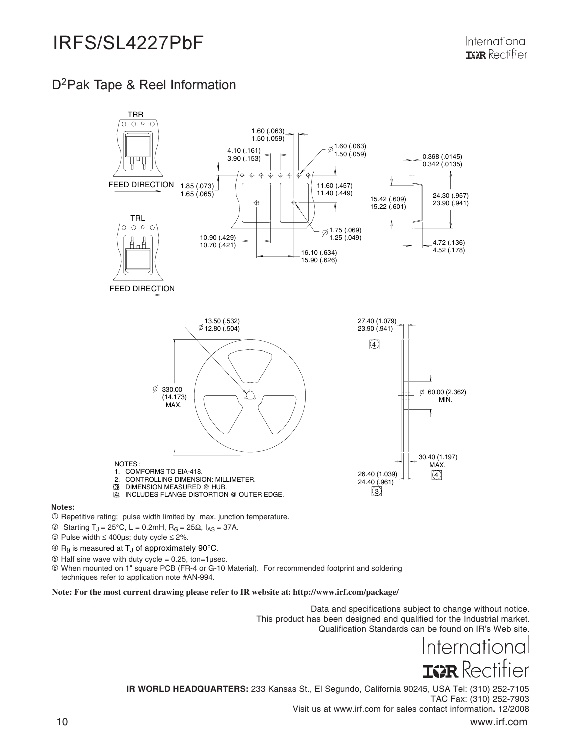## D²Pak Tape & Reel Information

TRR

FEED DIRECTION

TRL

FEED DIRECTION

1.60 (.063)
1.50 (.059)

4.10 (.161)
3.90 (.153)

Ø 1.60 (.063)
1.50 (.059)

0.368 (.0145)
0.342 (.0135)

1.85 (.073)
1.65 (.065)

11.60 (.457)
11.40 (.449)

15.42 (.609)
15.22 (.601)

24.30 (.957)
23.90 (.941)

Ø 1.75 (.069)
1.25 (.049)

10.90 (.429)
10.70 (.421)

16.10 (.634)
15.90 (.626)

4.72 (.136)
4.52 (.178)

13.50 (.532)
Ø 12.80 (.504)

27.40 (1.079)
23.90 (.941)

4

Ø 330.00
(14.173)
MAX.

Ø 60.00 (2.362)
MIN.

30.40 (1.197)
MAX.

4

26.40 (1.039)
24.40 (.961)

3

NOTES :
1. COMFORMS TO EIA-418.
2. CONTROLLING DIMENSION: MILLIMETER.
3. DIMENSION MEASURED @ HUB.
4. INCLUDES FLANGE DISTORTION @ OUTER EDGE.

**Notes:**

① Repetitive rating; pulse width limited by max. junction temperature.

② Starting $T_J = 25°C$, $L = 0.2mH$, $R_G = 25\Omega$, $I_{AS} = 37A$.

③ Pulse width ≤ 400μs; duty cycle ≤ 2%.

④ $R_\theta$ is measured at $T_J$ of approximately 90°C.

⑤ Half sine wave with duty cycle = 0.25, ton=1μsec.

⑥ When mounted on 1" square PCB (FR-4 or G-10 Material). For recommended footprint and soldering techniques refer to application note #AN-994.

**Note: For the most current drawing please refer to IR website at: http://www.irf.com/package/**

Data and specifications subject to change without notice.
This product has been designed and qualified for the Industrial market.
Qualification Standards can be found on IR's Web site.

International
IOR Rectifier

**IR WORLD HEADQUARTERS:** 233 Kansas St., El Segundo, California 90245, USA Tel: (310) 252-7105
TAC Fax: (310) 252-7903
Visit us at www.irf.com for sales contact information. 12/2008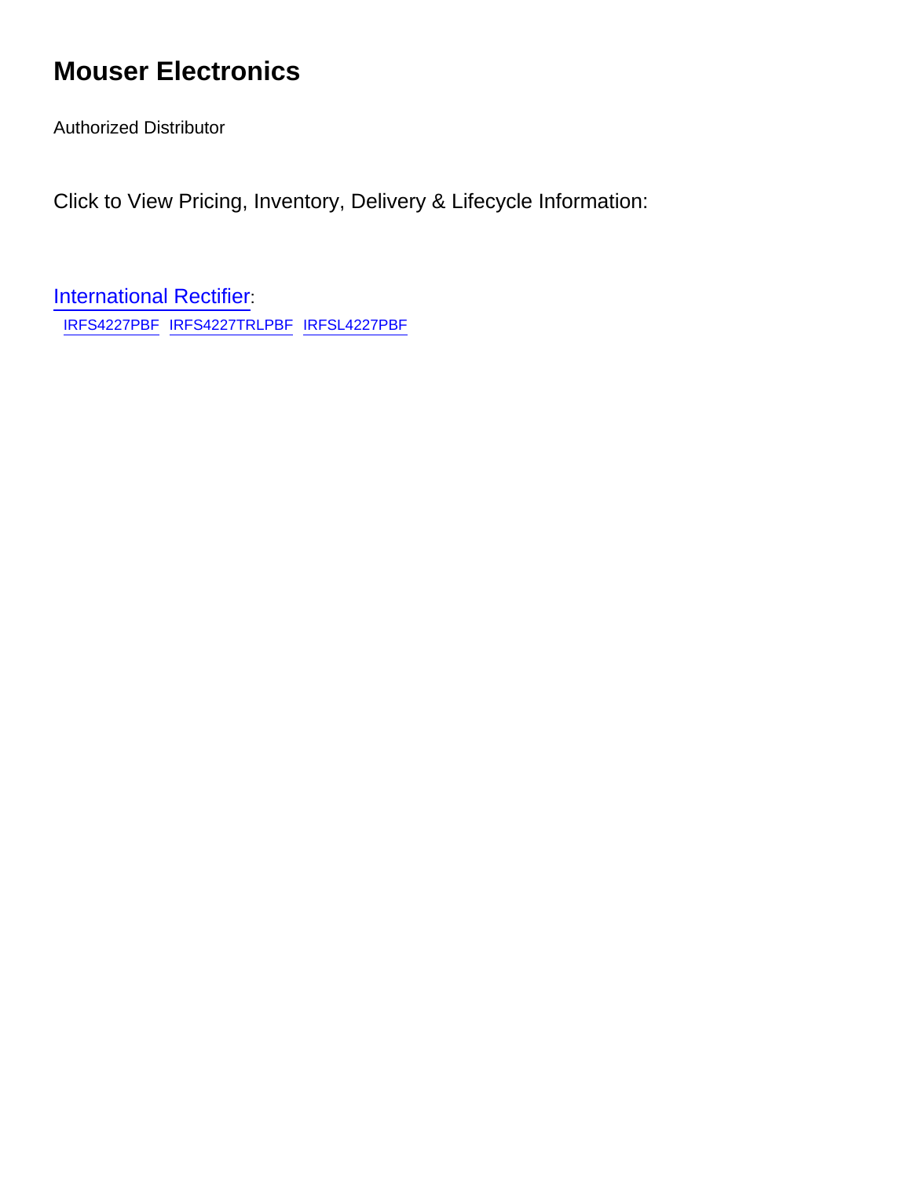# Mouser Electronics

Authorized Distributor

Click to View Pricing, Inventory, Delivery & Lifecycle Information:

International Rectifier:

IRFS4227PBF IRFS4227TRLPBF IRFSL4227PBF